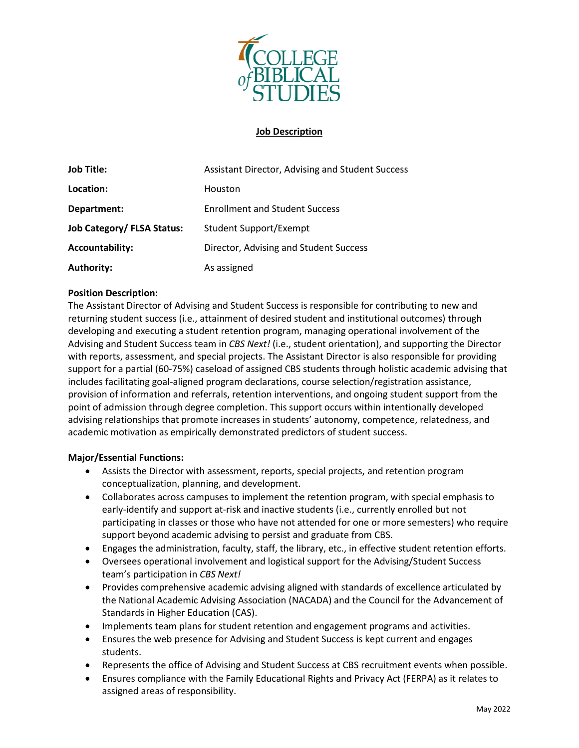COLLEGE of BIBLICAL STUDIES

**Job Description**

| | |
|---|---|
| **Job Title:** | Assistant Director, Advising and Student Success |
| **Location:** | Houston |
| **Department:** | Enrollment and Student Success |
| **Job Category/ FLSA Status:** | Student Support/Exempt |
| **Accountability:** | Director, Advising and Student Success |
| **Authority:** | As assigned |

**Position Description:**
The Assistant Director of Advising and Student Success is responsible for contributing to new and returning student success (i.e., attainment of desired student and institutional outcomes) through developing and executing a student retention program, managing operational involvement of the Advising and Student Success team in *CBS Next!* (i.e., student orientation), and supporting the Director with reports, assessment, and special projects. The Assistant Director is also responsible for providing support for a partial (60-75%) caseload of assigned CBS students through holistic academic advising that includes facilitating goal-aligned program declarations, course selection/registration assistance, provision of information and referrals, retention interventions, and ongoing student support from the point of admission through degree completion. This support occurs within intentionally developed advising relationships that promote increases in students' autonomy, competence, relatedness, and academic motivation as empirically demonstrated predictors of student success.

**Major/Essential Functions:**

- Assists the Director with assessment, reports, special projects, and retention program conceptualization, planning, and development.
- Collaborates across campuses to implement the retention program, with special emphasis to early-identify and support at-risk and inactive students (i.e., currently enrolled but not participating in classes or those who have not attended for one or more semesters) who require support beyond academic advising to persist and graduate from CBS.
- Engages the administration, faculty, staff, the library, etc., in effective student retention efforts.
- Oversees operational involvement and logistical support for the Advising/Student Success team's participation in *CBS Next!*
- Provides comprehensive academic advising aligned with standards of excellence articulated by the National Academic Advising Association (NACADA) and the Council for the Advancement of Standards in Higher Education (CAS).
- Implements team plans for student retention and engagement programs and activities.
- Ensures the web presence for Advising and Student Success is kept current and engages students.
- Represents the office of Advising and Student Success at CBS recruitment events when possible.
- Ensures compliance with the Family Educational Rights and Privacy Act (FERPA) as it relates to assigned areas of responsibility.

May 2022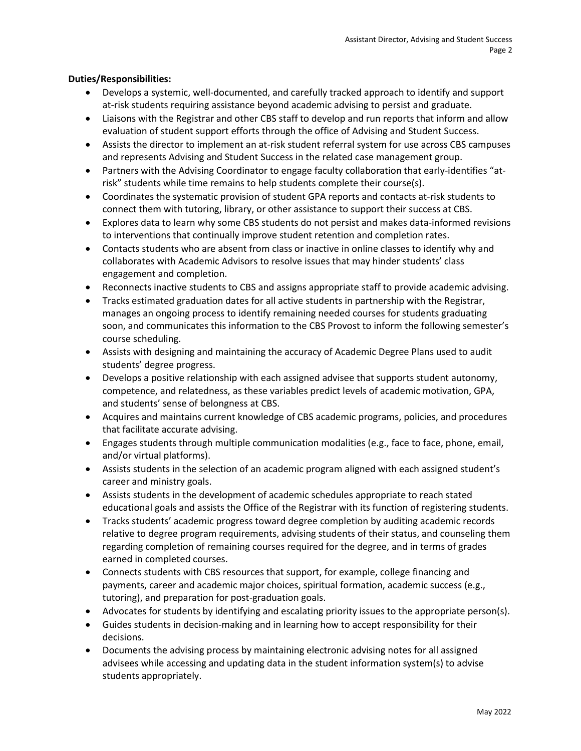**Duties/Responsibilities:**

- Develops a systemic, well-documented, and carefully tracked approach to identify and support at-risk students requiring assistance beyond academic advising to persist and graduate.
- Liaisons with the Registrar and other CBS staff to develop and run reports that inform and allow evaluation of student support efforts through the office of Advising and Student Success.
- Assists the director to implement an at-risk student referral system for use across CBS campuses and represents Advising and Student Success in the related case management group.
- Partners with the Advising Coordinator to engage faculty collaboration that early-identifies "at-risk" students while time remains to help students complete their course(s).
- Coordinates the systematic provision of student GPA reports and contacts at-risk students to connect them with tutoring, library, or other assistance to support their success at CBS.
- Explores data to learn why some CBS students do not persist and makes data-informed revisions to interventions that continually improve student retention and completion rates.
- Contacts students who are absent from class or inactive in online classes to identify why and collaborates with Academic Advisors to resolve issues that may hinder students' class engagement and completion.
- Reconnects inactive students to CBS and assigns appropriate staff to provide academic advising.
- Tracks estimated graduation dates for all active students in partnership with the Registrar, manages an ongoing process to identify remaining needed courses for students graduating soon, and communicates this information to the CBS Provost to inform the following semester's course scheduling.
- Assists with designing and maintaining the accuracy of Academic Degree Plans used to audit students' degree progress.
- Develops a positive relationship with each assigned advisee that supports student autonomy, competence, and relatedness, as these variables predict levels of academic motivation, GPA, and students' sense of belongness at CBS.
- Acquires and maintains current knowledge of CBS academic programs, policies, and procedures that facilitate accurate advising.
- Engages students through multiple communication modalities (e.g., face to face, phone, email, and/or virtual platforms).
- Assists students in the selection of an academic program aligned with each assigned student's career and ministry goals.
- Assists students in the development of academic schedules appropriate to reach stated educational goals and assists the Office of the Registrar with its function of registering students.
- Tracks students' academic progress toward degree completion by auditing academic records relative to degree program requirements, advising students of their status, and counseling them regarding completion of remaining courses required for the degree, and in terms of grades earned in completed courses.
- Connects students with CBS resources that support, for example, college financing and payments, career and academic major choices, spiritual formation, academic success (e.g., tutoring), and preparation for post-graduation goals.
- Advocates for students by identifying and escalating priority issues to the appropriate person(s).
- Guides students in decision-making and in learning how to accept responsibility for their decisions.
- Documents the advising process by maintaining electronic advising notes for all assigned advisees while accessing and updating data in the student information system(s) to advise students appropriately.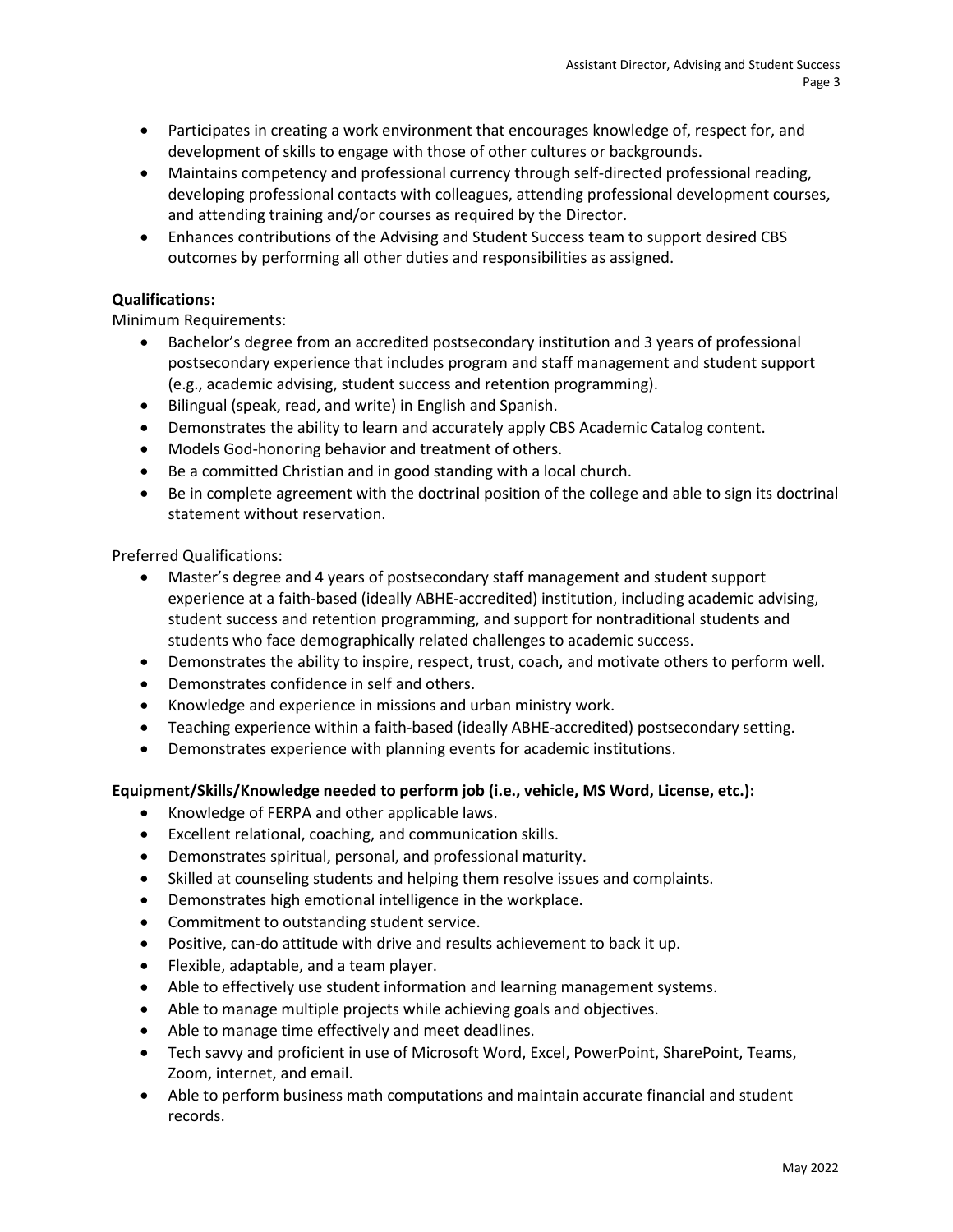- Participates in creating a work environment that encourages knowledge of, respect for, and development of skills to engage with those of other cultures or backgrounds.
- Maintains competency and professional currency through self-directed professional reading, developing professional contacts with colleagues, attending professional development courses, and attending training and/or courses as required by the Director.
- Enhances contributions of the Advising and Student Success team to support desired CBS outcomes by performing all other duties and responsibilities as assigned.

**Qualifications:**

Minimum Requirements:

- Bachelor's degree from an accredited postsecondary institution and 3 years of professional postsecondary experience that includes program and staff management and student support (e.g., academic advising, student success and retention programming).
- Bilingual (speak, read, and write) in English and Spanish.
- Demonstrates the ability to learn and accurately apply CBS Academic Catalog content.
- Models God-honoring behavior and treatment of others.
- Be a committed Christian and in good standing with a local church.
- Be in complete agreement with the doctrinal position of the college and able to sign its doctrinal statement without reservation.

Preferred Qualifications:

- Master's degree and 4 years of postsecondary staff management and student support experience at a faith-based (ideally ABHE-accredited) institution, including academic advising, student success and retention programming, and support for nontraditional students and students who face demographically related challenges to academic success.
- Demonstrates the ability to inspire, respect, trust, coach, and motivate others to perform well.
- Demonstrates confidence in self and others.
- Knowledge and experience in missions and urban ministry work.
- Teaching experience within a faith-based (ideally ABHE-accredited) postsecondary setting.
- Demonstrates experience with planning events for academic institutions.

**Equipment/Skills/Knowledge needed to perform job (i.e., vehicle, MS Word, License, etc.):**

- Knowledge of FERPA and other applicable laws.
- Excellent relational, coaching, and communication skills.
- Demonstrates spiritual, personal, and professional maturity.
- Skilled at counseling students and helping them resolve issues and complaints.
- Demonstrates high emotional intelligence in the workplace.
- Commitment to outstanding student service.
- Positive, can-do attitude with drive and results achievement to back it up.
- Flexible, adaptable, and a team player.
- Able to effectively use student information and learning management systems.
- Able to manage multiple projects while achieving goals and objectives.
- Able to manage time effectively and meet deadlines.
- Tech savvy and proficient in use of Microsoft Word, Excel, PowerPoint, SharePoint, Teams, Zoom, internet, and email.
- Able to perform business math computations and maintain accurate financial and student records.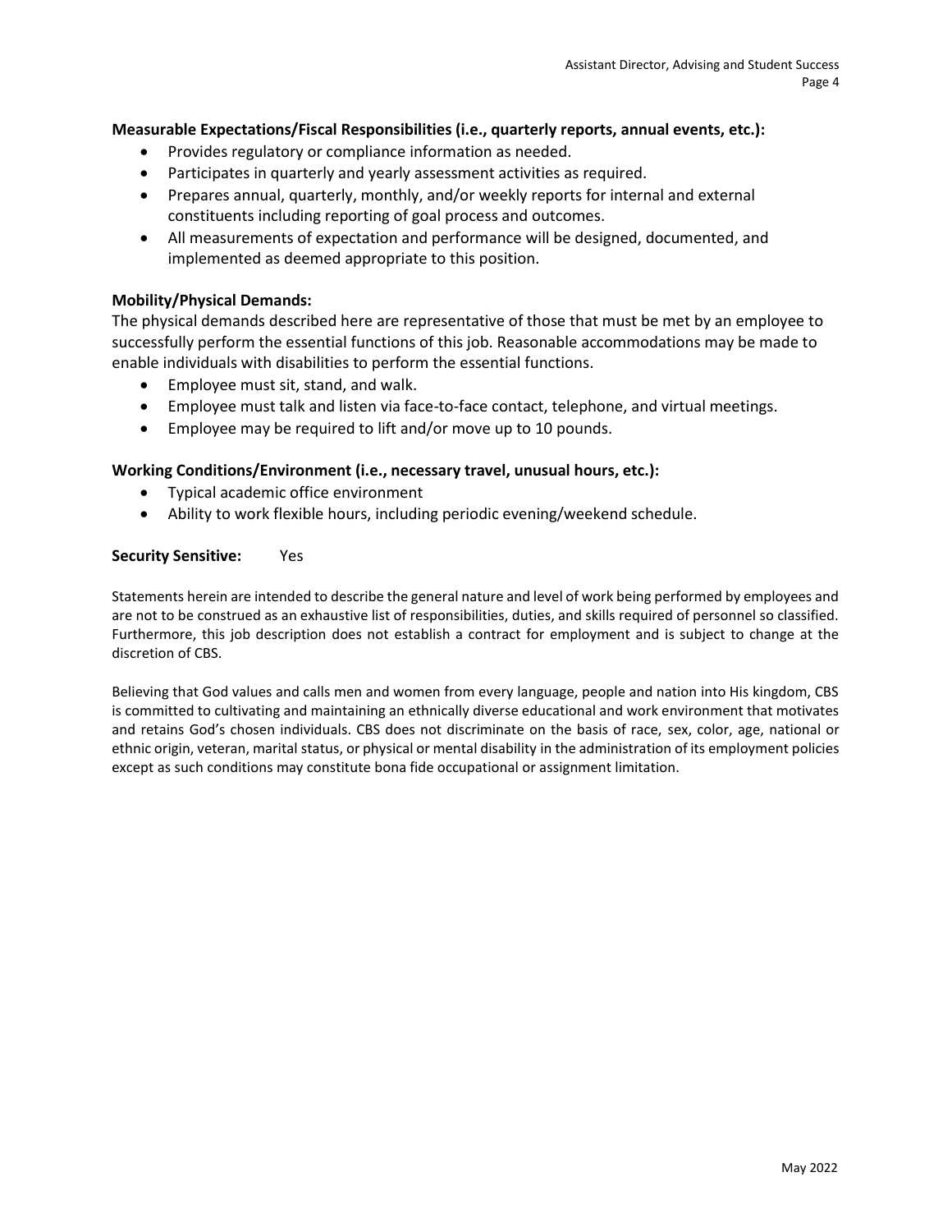**Measurable Expectations/Fiscal Responsibilities (i.e., quarterly reports, annual events, etc.):**

- Provides regulatory or compliance information as needed.
- Participates in quarterly and yearly assessment activities as required.
- Prepares annual, quarterly, monthly, and/or weekly reports for internal and external constituents including reporting of goal process and outcomes.
- All measurements of expectation and performance will be designed, documented, and implemented as deemed appropriate to this position.

**Mobility/Physical Demands:**

The physical demands described here are representative of those that must be met by an employee to successfully perform the essential functions of this job. Reasonable accommodations may be made to enable individuals with disabilities to perform the essential functions.

- Employee must sit, stand, and walk.
- Employee must talk and listen via face-to-face contact, telephone, and virtual meetings.
- Employee may be required to lift and/or move up to 10 pounds.

**Working Conditions/Environment (i.e., necessary travel, unusual hours, etc.):**

- Typical academic office environment
- Ability to work flexible hours, including periodic evening/weekend schedule.

**Security Sensitive:** Yes

Statements herein are intended to describe the general nature and level of work being performed by employees and are not to be construed as an exhaustive list of responsibilities, duties, and skills required of personnel so classified. Furthermore, this job description does not establish a contract for employment and is subject to change at the discretion of CBS.

Believing that God values and calls men and women from every language, people and nation into His kingdom, CBS is committed to cultivating and maintaining an ethnically diverse educational and work environment that motivates and retains God's chosen individuals. CBS does not discriminate on the basis of race, sex, color, age, national or ethnic origin, veteran, marital status, or physical or mental disability in the administration of its employment policies except as such conditions may constitute bona fide occupational or assignment limitation.

May 2022